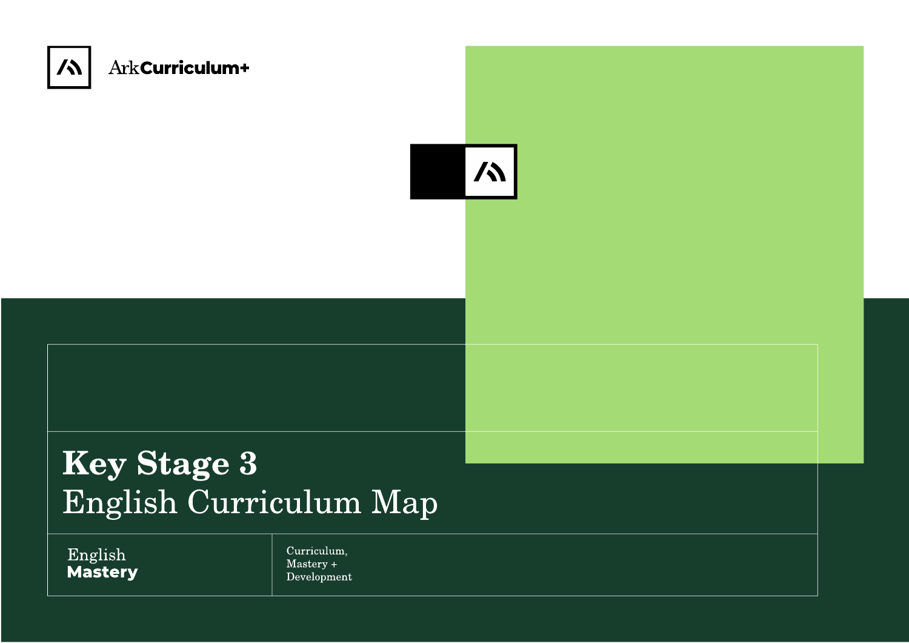ArkCurriculum+

# Key Stage 3
## English Curriculum Map

English **Mastery**

Curriculum,
Mastery +
Development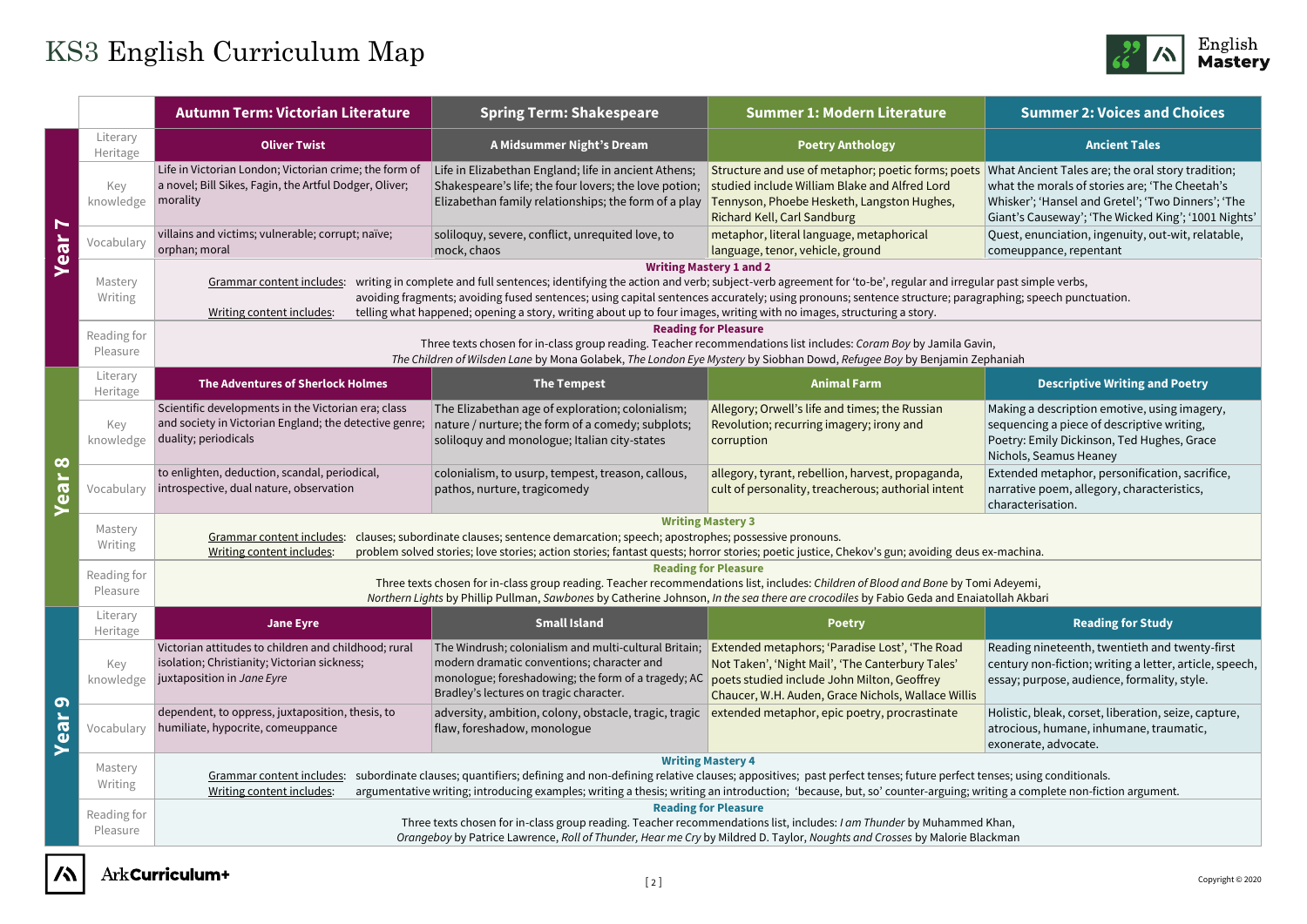# KS3 English Curriculum Map

| | | Autumn Term: Victorian Literature | Spring Term: Shakespeare | Summer 1: Modern Literature | Summer 2: Voices and Choices |
|---|---|---|---|---|---|
| **Year 7** | Literary Heritage | **Oliver Twist** | **A Midsummer Night's Dream** | **Poetry Anthology** | **Ancient Tales** |
| | Key knowledge | Life in Victorian London; Victorian crime; the form of a novel; Bill Sikes, Fagin, the Artful Dodger, Oliver; morality | Life in Elizabethan England; life in ancient Athens; Shakespeare's life; the four lovers; the love potion; Elizabethan family relationships; the form of a play | Structure and use of metaphor; poetic forms; poets studied include William Blake and Alfred Lord Tennyson, Phoebe Hesketh, Langston Hughes, Richard Kell, Carl Sandburg | What Ancient Tales are; the oral story tradition; what the morals of stories are; 'The Cheetah's Whisker'; 'Hansel and Gretel'; 'Two Dinners'; 'The Giant's Causeway'; 'The Wicked King'; '1001 Nights' |
| | Vocabulary | villains and victims; vulnerable; corrupt; naïve; orphan; moral | soliloquy, severe, conflict, unrequited love, to mock, chaos | metaphor, literal language, metaphorical language, tenor, vehicle, ground | Quest, enunciation, ingenuity, out-wit, relatable, comeuppance, repentant |
| | Mastery Writing | **Writing Mastery 1 and 2**<br>Grammar content includes: writing in complete and full sentences; identifying the action and verb; subject-verb agreement for 'to-be', regular and irregular past simple verbs, avoiding fragments; avoiding fused sentences; using capital sentences accurately; using pronouns; sentence structure; paragraphing; speech punctuation.<br>Writing content includes: telling what happened; opening a story, writing about up to four images, writing with no images, structuring a story. | | | |
| | Reading for Pleasure | **Reading for Pleasure**<br>Three texts chosen for in-class group reading. Teacher recommendations list includes: *Coram Boy* by Jamila Gavin, *The Children of Wilsden Lane* by Mona Golabek, *The London Eye Mystery* by Siobhan Dowd, *Refugee Boy* by Benjamin Zephaniah | | | |
| **Year 8** | Literary Heritage | **The Adventures of Sherlock Holmes** | **The Tempest** | **Animal Farm** | **Descriptive Writing and Poetry** |
| | Key knowledge | Scientific developments in the Victorian era; class and society in Victorian England; the detective genre; duality; periodicals | The Elizabethan age of exploration; colonialism; nature / nurture; the form of a comedy; subplots; soliloquy and monologue; Italian city-states | Allegory; Orwell's life and times; the Russian Revolution; recurring imagery; irony and corruption | Making a description emotive, using imagery, sequencing a piece of descriptive writing, Poetry: Emily Dickinson, Ted Hughes, Grace Nichols, Seamus Heaney |
| | Vocabulary | to enlighten, deduction, scandal, periodical, introspective, dual nature, observation | colonialism, to usurp, tempest, treason, callous, pathos, nurture, tragicomedy | allegory, tyrant, rebellion, harvest, propaganda, cult of personality, treacherous; authorial intent | Extended metaphor, personification, sacrifice, narrative poem, allegory, characteristics, characterisation. |
| | Mastery Writing | **Writing Mastery 3**<br>Grammar content includes: clauses; subordinate clauses; sentence demarcation; speech; apostrophes; possessive pronouns.<br>Writing content includes: problem solved stories; love stories; action stories; fantast quests; horror stories; poetic justice, Chekov's gun; avoiding deus ex-machina. | | | |
| | Reading for Pleasure | **Reading for Pleasure**<br>Three texts chosen for in-class group reading. Teacher recommendations list, includes: *Children of Blood and Bone* by Tomi Adeyemi, *Northern Lights* by Phillip Pullman, *Sawbones* by Catherine Johnson, *In the sea there are crocodiles* by Fabio Geda and Enaiatollah Akbari | | | |
| **Year 9** | Literary Heritage | **Jane Eyre** | **Small Island** | **Poetry** | **Reading for Study** |
| | Key knowledge | Victorian attitudes to children and childhood; rural isolation; Christianity; Victorian sickness; juxtaposition in *Jane Eyre* | The Windrush; colonialism and multi-cultural Britain; modern dramatic conventions; character and monologue; foreshadowing; the form of a tragedy; AC Bradley's lectures on tragic character. | Extended metaphors; 'Paradise Lost', 'The Road Not Taken', 'Night Mail', 'The Canterbury Tales' poets studied include John Milton, Geoffrey Chaucer, W.H. Auden, Grace Nichols, Wallace Willis | Reading nineteenth, twentieth and twenty-first century non-fiction; writing a letter, article, speech, essay; purpose, audience, formality, style. |
| | Vocabulary | dependent, to oppress, juxtaposition, thesis, to humiliate, hypocrite, comeuppance | adversity, ambition, colony, obstacle, tragic, tragic flaw, foreshadow, monologue | extended metaphor, epic poetry, procrastinate | Holistic, bleak, corset, liberation, seize, capture, atrocious, humane, inhumane, traumatic, exonerate, advocate. |
| | Mastery Writing | **Writing Mastery 4**<br>Grammar content includes: subordinate clauses; quantifiers; defining and non-defining relative clauses; appositives; past perfect tenses; future perfect tenses; using conditionals.<br>Writing content includes: argumentative writing; introducing examples; writing a thesis; writing an introduction; 'because, but, so' counter-arguing; writing a complete non-fiction argument. | | | |
| | Reading for Pleasure | **Reading for Pleasure**<br>Three texts chosen for in-class group reading. Teacher recommendations list, includes: *I am Thunder* by Muhammed Khan, *Orangeboy* by Patrice Lawrence, *Roll of Thunder, Hear me Cry* by Mildred D. Taylor, *Noughts and Crosses* by Malorie Blackman | | | |

Copyright © 2020